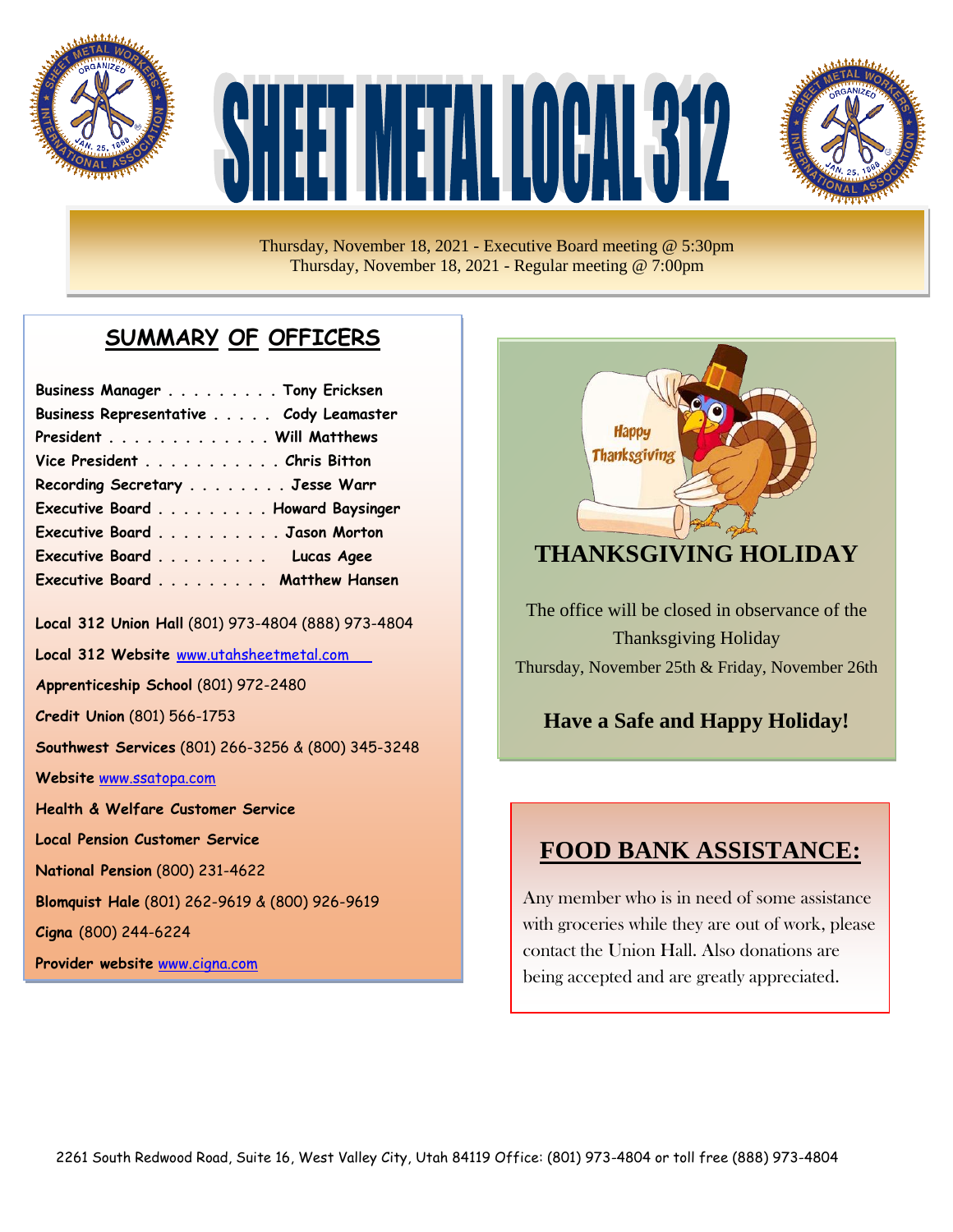# SHEET METAL LOCAL 312

Thursday, November 18, 2021 - Executive Board meeting @ 5:30pm
Thursday, November 18, 2021 - Regular meeting @ 7:00pm

## SUMMARY OF OFFICERS

**Business Manager . . . . . . . . . Tony Ericksen**
**Business Representative . . . . . Cody Leamaster**
**President . . . . . . . . . . . . . Will Matthews**
**Vice President . . . . . . . . . . . Chris Bitton**
**Recording Secretary . . . . . . . . Jesse Warr**
**Executive Board . . . . . . . . . Howard Baysinger**
**Executive Board . . . . . . . . . . Jason Morton**
**Executive Board . . . . . . . . . Lucas Agee**
**Executive Board . . . . . . . . . Matthew Hansen**

**Local 312 Union Hall** (801) 973-4804 (888) 973-4804

**Local 312 Website** www.utahsheetmetal.com

**Apprenticeship School** (801) 972-2480

**Credit Union** (801) 566-1753

**Southwest Services** (801) 266-3256 & (800) 345-3248

**Website** www.ssatopa.com

**Health & Welfare Customer Service**

**Local Pension Customer Service**

**National Pension** (800) 231-4622

**Blomquist Hale** (801) 262-9619 & (800) 926-9619

**Cigna** (800) 244-6224

**Provider website** www.cigna.com

## THANKSGIVING HOLIDAY

The office will be closed in observance of the Thanksgiving Holiday
Thursday, November 25th & Friday, November 26th

**Have a Safe and Happy Holiday!**

## FOOD BANK ASSISTANCE:

Any member who is in need of some assistance with groceries while they are out of work, please contact the Union Hall. Also donations are being accepted and are greatly appreciated.

2261 South Redwood Road, Suite 16, West Valley City, Utah 84119 Office: (801) 973-4804 or toll free (888) 973-4804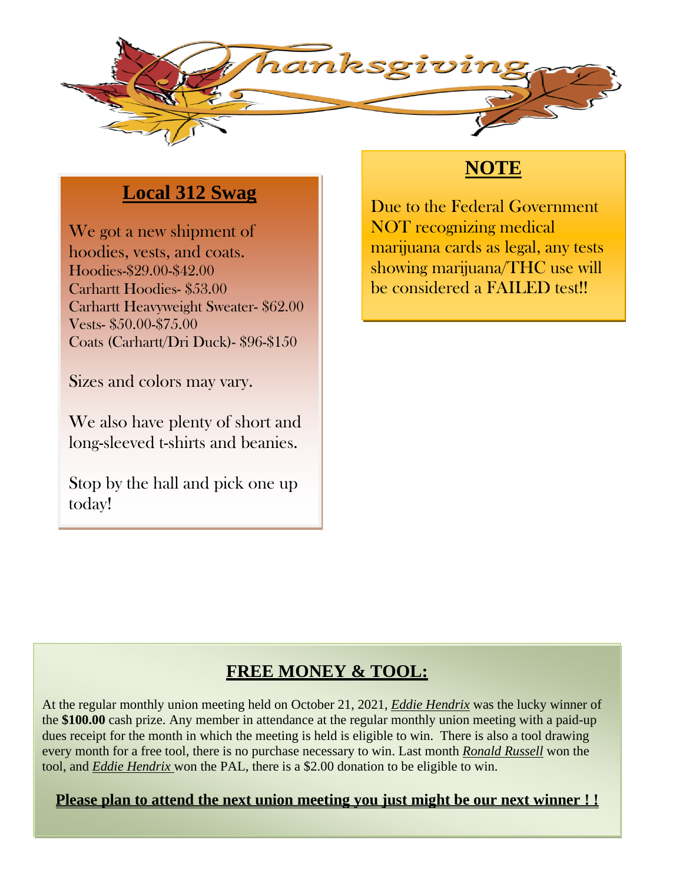# Thanksgiving

## Local 312 Swag

We got a new shipment of hoodies, vests, and coats.
Hoodies-$29.00-$42.00
Carhartt Hoodies- $53.00
Carhartt Heavyweight Sweater- $62.00
Vests- $50.00-$75.00
Coats (Carhartt/Dri Duck)- $96-$150

Sizes and colors may vary.

We also have plenty of short and long-sleeved t-shirts and beanies.

Stop by the hall and pick one up today!

## NOTE

Due to the Federal Government NOT recognizing medical marijuana cards as legal, any tests showing marijuana/THC use will be considered a FAILED test!!

## FREE MONEY & TOOL:

At the regular monthly union meeting held on October 21, 2021, ***Eddie Hendrix*** was the lucky winner of the **$100.00** cash prize. Any member in attendance at the regular monthly union meeting with a paid-up dues receipt for the month in which the meeting is held is eligible to win. There is also a tool drawing every month for a free tool, there is no purchase necessary to win. Last month ***Ronald Russell*** won the tool, and ***Eddie Hendrix*** won the PAL, there is a $2.00 donation to be eligible to win.

**Please plan to attend the next union meeting you just might be our next winner ! !**